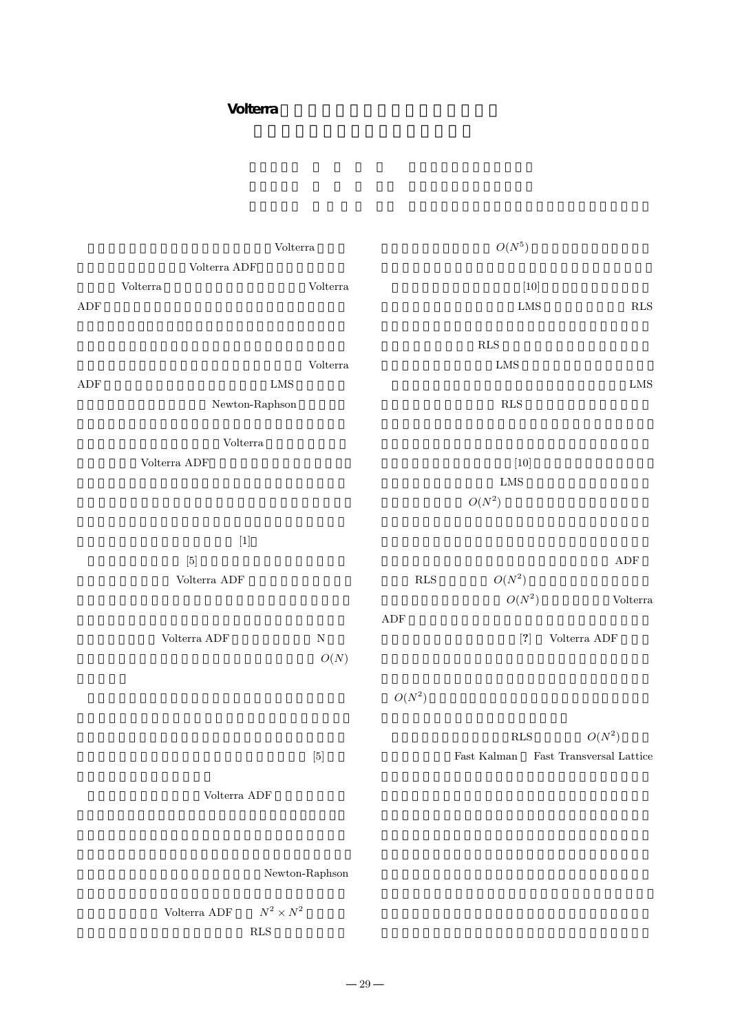# Volterra

Volterra

Volterra ADF

Volterra Volterra

ADF

Volterra

ADF LMS

Newton-Raphson

Volterra

Volterra ADF

[1]

[5]

Volterra ADF

Volterra ADF N

$O(N)$

[5]

Volterra ADF

Newton-Raphson

Volterra ADF $N^2 \times N^2$

RLS

$O(N^5)$

[10]

LMS RLS

RLS

LMS

LMS

RLS

[10]

LMS

$O(N^2)$

ADF

RLS $O(N^2)$

$O(N^2)$ Volterra

ADF

[?] Volterra ADF

$O(N^2)$

RLS $O(N^2)$

Fast Kalman Fast Transversal Lattice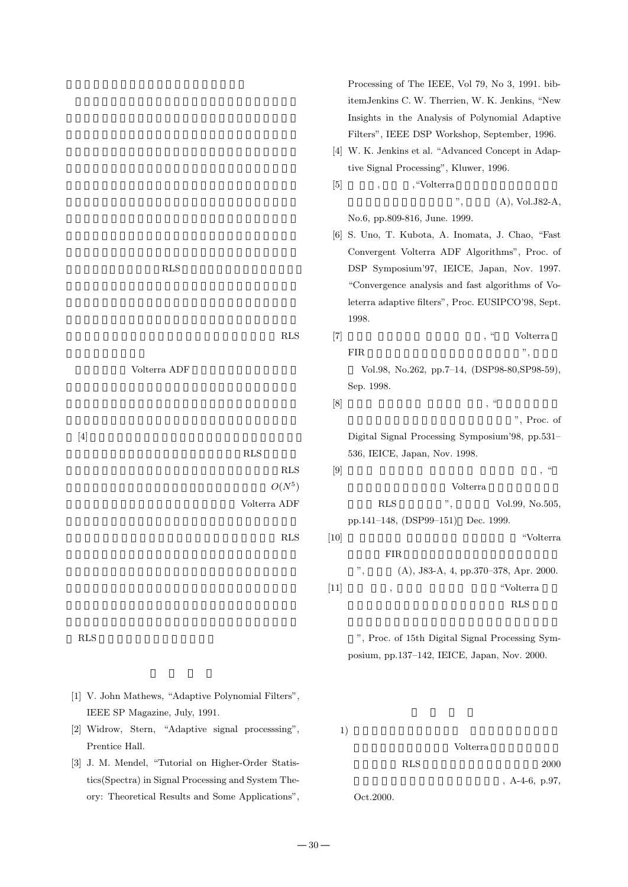RLS

RLS

Volterra ADF

[4]

RLS

RLS

$O(N^5)$

Volterra ADF

RLS

RLS

## 

[1] V. John Mathews, "Adaptive Polynomial Filters", IEEE SP Magazine, July, 1991.

[2] Widrow, Stern, "Adaptive signal processsing", Prentice Hall.

[3] J. M. Mendel, "Tutorial on Higher-Order Statistics(Spectra) in Signal Processing and System Theory: Theoretical Results and Some Applications", Processing of The IEEE, Vol 79, No 3, 1991. bibitemJenkins C. W. Therrien, W. K. Jenkins, "New Insights in the Analysis of Polynomial Adaptive Filters", IEEE DSP Workshop, September, 1996.

[4] W. K. Jenkins et al. "Advanced Concept in Adaptive Signal Processing", Kluwer, 1996.

[5] , ,"Volterra ", (A), Vol.J82-A, No.6, pp.809-816, June. 1999.

[6] S. Uno, T. Kubota, A. Inomata, J. Chao, "Fast Convergent Volterra ADF Algorithms", Proc. of DSP Symposium'97, IEICE, Japan, Nov. 1997. "Convergence analysis and fast algorithms of Voleterra adaptive filters", Proc. EUSIPCO'98, Sept. 1998.

[7] , " Volterra FIR ", Vol.98, No.262, pp.7–14, (DSP98-80,SP98-59), Sep. 1998.

[8] , " ", Proc. of Digital Signal Processing Symposium'98, pp.531–536, IEICE, Japan, Nov. 1998.

[9] , " Volterra RLS ", Vol.99, No.505, pp.141–148, (DSP99–151) Dec. 1999.

[10] "Volterra FIR ", (A), J83-A, 4, pp.370–378, Apr. 2000.

[11] , "Volterra RLS ", Proc. of 15th Digital Signal Processing Symposium, pp.137–142, IEICE, Japan, Nov. 2000.

## 

1) Volterra RLS 2000 , A-4-6, p.97, Oct.2000.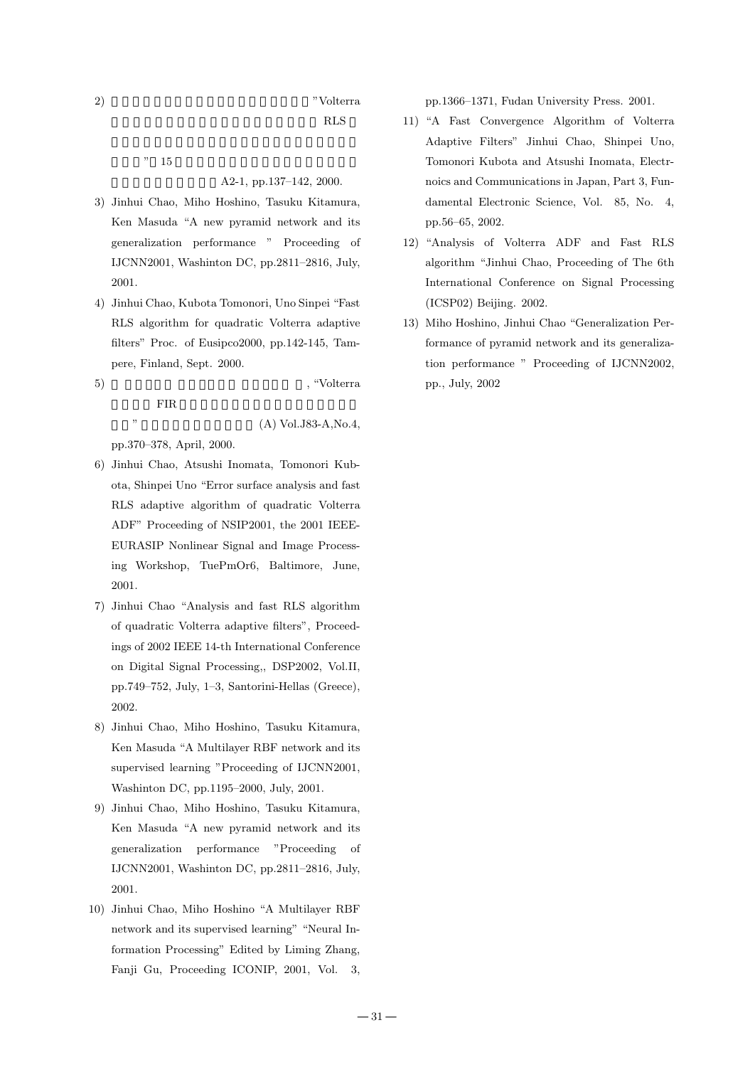2) ”Volterra RLS ” 15 A2-1, pp.137–142, 2000.

3) Jinhui Chao, Miho Hoshino, Tasuku Kitamura, Ken Masuda “A new pyramid network and its generalization performance ” Proceeding of IJCNN2001, Washinton DC, pp.2811–2816, July, 2001.

4) Jinhui Chao, Kubota Tomonori, Uno Sinpei “Fast RLS algorithm for quadratic Volterra adaptive filters” Proc. of Eusipco2000, pp.142-145, Tampere, Finland, Sept. 2000.

5) , “Volterra FIR ” (A) Vol.J83-A,No.4, pp.370–378, April, 2000.

6) Jinhui Chao, Atsushi Inomata, Tomonori Kubota, Shinpei Uno “Error surface analysis and fast RLS adaptive algorithm of quadratic Volterra ADF” Proceeding of NSIP2001, the 2001 IEEE-EURASIP Nonlinear Signal and Image Processing Workshop, TuePmOr6, Baltimore, June, 2001.

7) Jinhui Chao “Analysis and fast RLS algorithm of quadratic Volterra adaptive filters”, Proceedings of 2002 IEEE 14-th International Conference on Digital Signal Processing,, DSP2002, Vol.II, pp.749–752, July, 1–3, Santorini-Hellas (Greece), 2002.

8) Jinhui Chao, Miho Hoshino, Tasuku Kitamura, Ken Masuda “A Multilayer RBF network and its supervised learning ”Proceeding of IJCNN2001, Washinton DC, pp.1195–2000, July, 2001.

9) Jinhui Chao, Miho Hoshino, Tasuku Kitamura, Ken Masuda “A new pyramid network and its generalization performance ”Proceeding of IJCNN2001, Washinton DC, pp.2811–2816, July, 2001.

10) Jinhui Chao, Miho Hoshino “A Multilayer RBF network and its supervised learning” “Neural Information Processing” Edited by Liming Zhang, Fanji Gu, Proceeding ICONIP, 2001, Vol. 3, pp.1366–1371, Fudan University Press. 2001.

11) “A Fast Convergence Algorithm of Volterra Adaptive Filters” Jinhui Chao, Shinpei Uno, Tomonori Kubota and Atsushi Inomata, Electrnoics and Communications in Japan, Part 3, Fundamental Electronic Science, Vol. 85, No. 4, pp.56–65, 2002.

12) “Analysis of Volterra ADF and Fast RLS algorithm “Jinhui Chao, Proceeding of The 6th International Conference on Signal Processing (ICSP02) Beijing. 2002.

13) Miho Hoshino, Jinhui Chao “Generalization Performance of pyramid network and its generalization performance ” Proceeding of IJCNN2002, pp., July, 2002